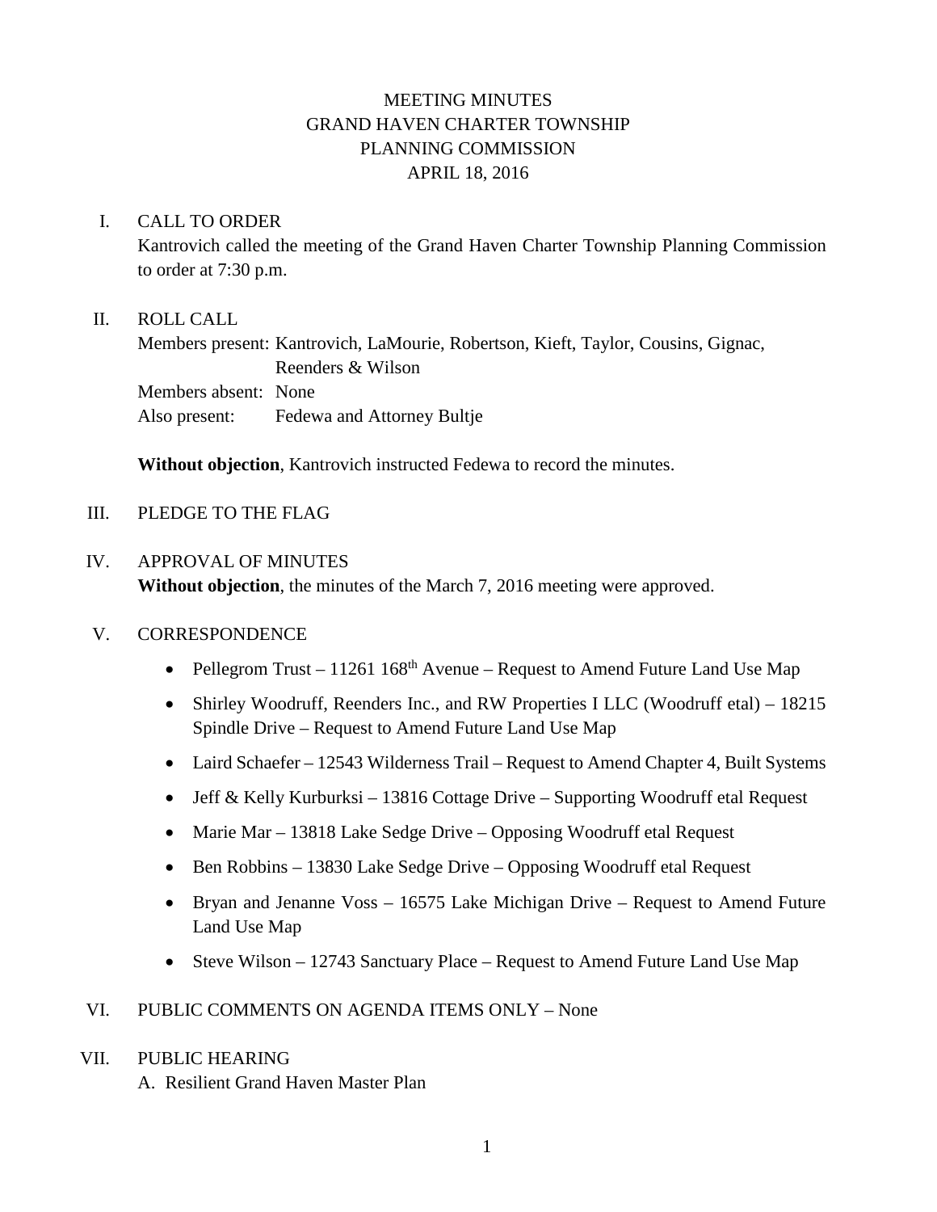# MEETING MINUTES
# GRAND HAVEN CHARTER TOWNSHIP
# PLANNING COMMISSION
# APRIL 18, 2016

## I. CALL TO ORDER

Kantrovich called the meeting of the Grand Haven Charter Township Planning Commission to order at 7:30 p.m.

## II. ROLL CALL

Members present: Kantrovich, LaMourie, Robertson, Kieft, Taylor, Cousins, Gignac, Reenders & Wilson
Members absent: None
Also present: Fedewa and Attorney Bultje

**Without objection**, Kantrovich instructed Fedewa to record the minutes.

## III. PLEDGE TO THE FLAG

## IV. APPROVAL OF MINUTES

**Without objection**, the minutes of the March 7, 2016 meeting were approved.

## V. CORRESPONDENCE

- Pellegrom Trust – 11261 168th Avenue – Request to Amend Future Land Use Map
- Shirley Woodruff, Reenders Inc., and RW Properties I LLC (Woodruff etal) – 18215 Spindle Drive – Request to Amend Future Land Use Map
- Laird Schaefer – 12543 Wilderness Trail – Request to Amend Chapter 4, Built Systems
- Jeff & Kelly Kurburksi – 13816 Cottage Drive – Supporting Woodruff etal Request
- Marie Mar – 13818 Lake Sedge Drive – Opposing Woodruff etal Request
- Ben Robbins – 13830 Lake Sedge Drive – Opposing Woodruff etal Request
- Bryan and Jenanne Voss – 16575 Lake Michigan Drive – Request to Amend Future Land Use Map
- Steve Wilson – 12743 Sanctuary Place – Request to Amend Future Land Use Map

## VI. PUBLIC COMMENTS ON AGENDA ITEMS ONLY – None

## VII. PUBLIC HEARING

A. Resilient Grand Haven Master Plan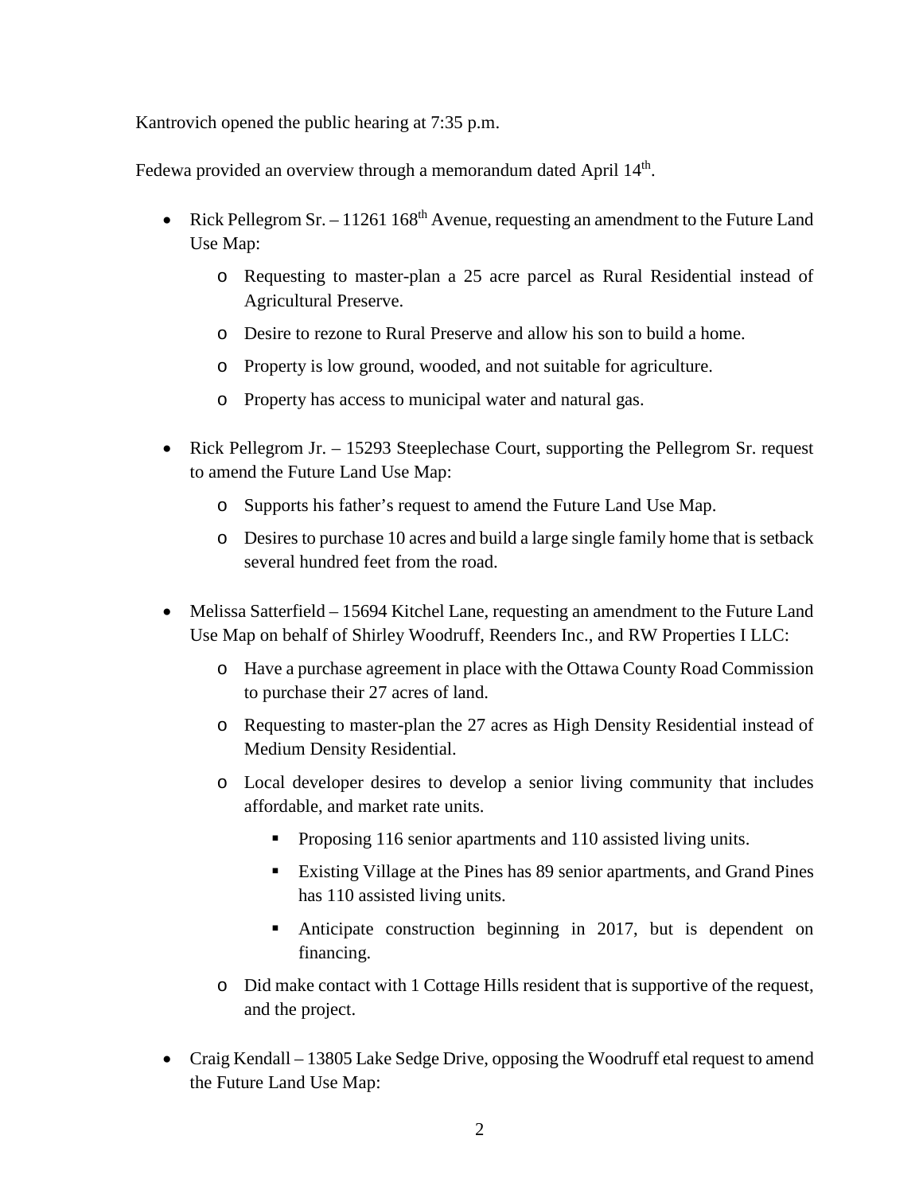Kantrovich opened the public hearing at 7:35 p.m.

Fedewa provided an overview through a memorandum dated April 14th.

- Rick Pellegrom Sr. – 11261 168th Avenue, requesting an amendment to the Future Land Use Map:
  - Requesting to master-plan a 25 acre parcel as Rural Residential instead of Agricultural Preserve.
  - Desire to rezone to Rural Preserve and allow his son to build a home.
  - Property is low ground, wooded, and not suitable for agriculture.
  - Property has access to municipal water and natural gas.
- Rick Pellegrom Jr. – 15293 Steeplechase Court, supporting the Pellegrom Sr. request to amend the Future Land Use Map:
  - Supports his father's request to amend the Future Land Use Map.
  - Desires to purchase 10 acres and build a large single family home that is setback several hundred feet from the road.
- Melissa Satterfield – 15694 Kitchel Lane, requesting an amendment to the Future Land Use Map on behalf of Shirley Woodruff, Reenders Inc., and RW Properties I LLC:
  - Have a purchase agreement in place with the Ottawa County Road Commission to purchase their 27 acres of land.
  - Requesting to master-plan the 27 acres as High Density Residential instead of Medium Density Residential.
  - Local developer desires to develop a senior living community that includes affordable, and market rate units.
    - Proposing 116 senior apartments and 110 assisted living units.
    - Existing Village at the Pines has 89 senior apartments, and Grand Pines has 110 assisted living units.
    - Anticipate construction beginning in 2017, but is dependent on financing.
  - Did make contact with 1 Cottage Hills resident that is supportive of the request, and the project.
- Craig Kendall – 13805 Lake Sedge Drive, opposing the Woodruff etal request to amend the Future Land Use Map: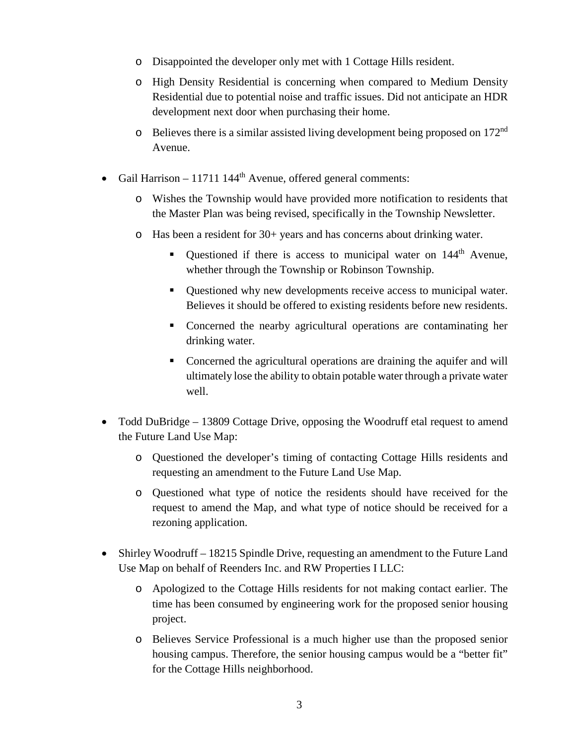- Disappointed the developer only met with 1 Cottage Hills resident.
  - High Density Residential is concerning when compared to Medium Density Residential due to potential noise and traffic issues. Did not anticipate an HDR development next door when purchasing their home.
  - Believes there is a similar assisted living development being proposed on 172nd Avenue.

- Gail Harrison – 11711 144th Avenue, offered general comments:
  - Wishes the Township would have provided more notification to residents that the Master Plan was being revised, specifically in the Township Newsletter.
  - Has been a resident for 30+ years and has concerns about drinking water.
    - Questioned if there is access to municipal water on 144th Avenue, whether through the Township or Robinson Township.
    - Questioned why new developments receive access to municipal water. Believes it should be offered to existing residents before new residents.
    - Concerned the nearby agricultural operations are contaminating her drinking water.
    - Concerned the agricultural operations are draining the aquifer and will ultimately lose the ability to obtain potable water through a private water well.

- Todd DuBridge – 13809 Cottage Drive, opposing the Woodruff etal request to amend the Future Land Use Map:
  - Questioned the developer's timing of contacting Cottage Hills residents and requesting an amendment to the Future Land Use Map.
  - Questioned what type of notice the residents should have received for the request to amend the Map, and what type of notice should be received for a rezoning application.

- Shirley Woodruff – 18215 Spindle Drive, requesting an amendment to the Future Land Use Map on behalf of Reenders Inc. and RW Properties I LLC:
  - Apologized to the Cottage Hills residents for not making contact earlier. The time has been consumed by engineering work for the proposed senior housing project.
  - Believes Service Professional is a much higher use than the proposed senior housing campus. Therefore, the senior housing campus would be a "better fit" for the Cottage Hills neighborhood.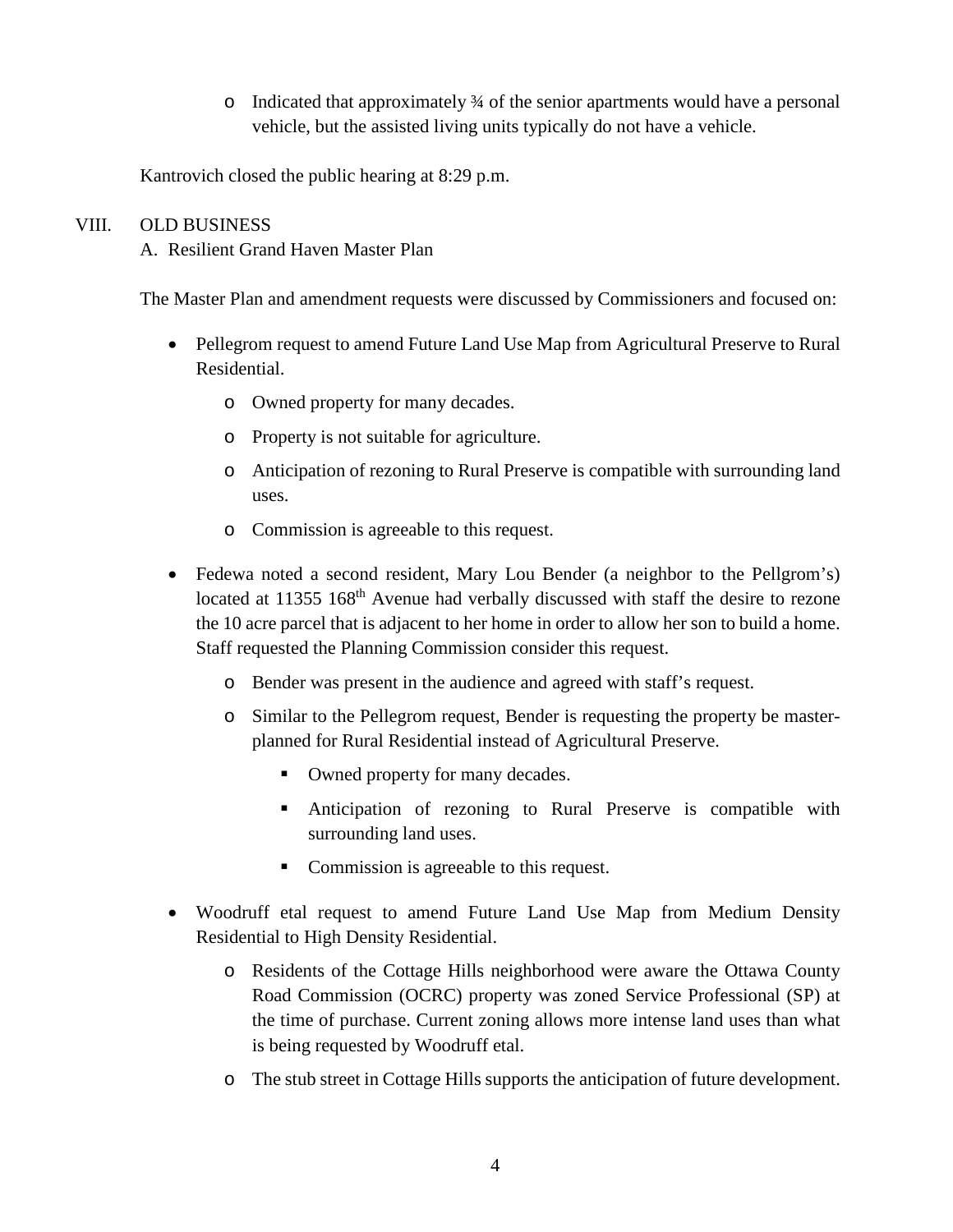- Indicated that approximately ¾ of the senior apartments would have a personal vehicle, but the assisted living units typically do not have a vehicle.

Kantrovich closed the public hearing at 8:29 p.m.

VIII. OLD BUSINESS

A. Resilient Grand Haven Master Plan

The Master Plan and amendment requests were discussed by Commissioners and focused on:

- Pellegrom request to amend Future Land Use Map from Agricultural Preserve to Rural Residential.
  - Owned property for many decades.
  - Property is not suitable for agriculture.
  - Anticipation of rezoning to Rural Preserve is compatible with surrounding land uses.
  - Commission is agreeable to this request.
- Fedewa noted a second resident, Mary Lou Bender (a neighbor to the Pellgrom's) located at 11355 168th Avenue had verbally discussed with staff the desire to rezone the 10 acre parcel that is adjacent to her home in order to allow her son to build a home. Staff requested the Planning Commission consider this request.
  - Bender was present in the audience and agreed with staff's request.
  - Similar to the Pellegrom request, Bender is requesting the property be master-planned for Rural Residential instead of Agricultural Preserve.
    - Owned property for many decades.
    - Anticipation of rezoning to Rural Preserve is compatible with surrounding land uses.
    - Commission is agreeable to this request.
- Woodruff etal request to amend Future Land Use Map from Medium Density Residential to High Density Residential.
  - Residents of the Cottage Hills neighborhood were aware the Ottawa County Road Commission (OCRC) property was zoned Service Professional (SP) at the time of purchase. Current zoning allows more intense land uses than what is being requested by Woodruff etal.
  - The stub street in Cottage Hills supports the anticipation of future development.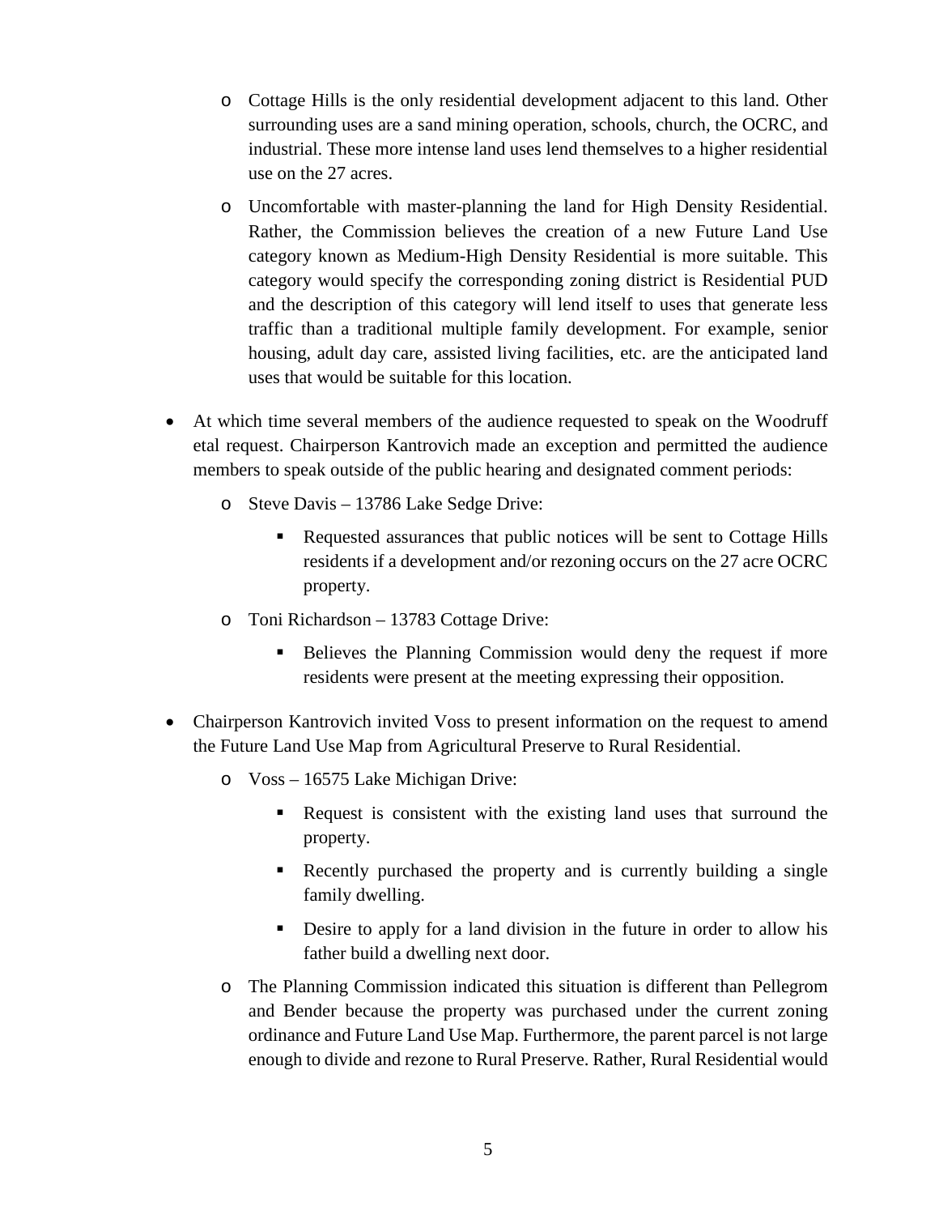- Cottage Hills is the only residential development adjacent to this land. Other surrounding uses are a sand mining operation, schools, church, the OCRC, and industrial. These more intense land uses lend themselves to a higher residential use on the 27 acres.
  - Uncomfortable with master-planning the land for High Density Residential. Rather, the Commission believes the creation of a new Future Land Use category known as Medium-High Density Residential is more suitable. This category would specify the corresponding zoning district is Residential PUD and the description of this category will lend itself to uses that generate less traffic than a traditional multiple family development. For example, senior housing, adult day care, assisted living facilities, etc. are the anticipated land uses that would be suitable for this location.

- At which time several members of the audience requested to speak on the Woodruff etal request. Chairperson Kantrovich made an exception and permitted the audience members to speak outside of the public hearing and designated comment periods:
  - Steve Davis – 13786 Lake Sedge Drive:
    - Requested assurances that public notices will be sent to Cottage Hills residents if a development and/or rezoning occurs on the 27 acre OCRC property.
  - Toni Richardson – 13783 Cottage Drive:
    - Believes the Planning Commission would deny the request if more residents were present at the meeting expressing their opposition.

- Chairperson Kantrovich invited Voss to present information on the request to amend the Future Land Use Map from Agricultural Preserve to Rural Residential.
  - Voss – 16575 Lake Michigan Drive:
    - Request is consistent with the existing land uses that surround the property.
    - Recently purchased the property and is currently building a single family dwelling.
    - Desire to apply for a land division in the future in order to allow his father build a dwelling next door.
  - The Planning Commission indicated this situation is different than Pellegrom and Bender because the property was purchased under the current zoning ordinance and Future Land Use Map. Furthermore, the parent parcel is not large enough to divide and rezone to Rural Preserve. Rather, Rural Residential would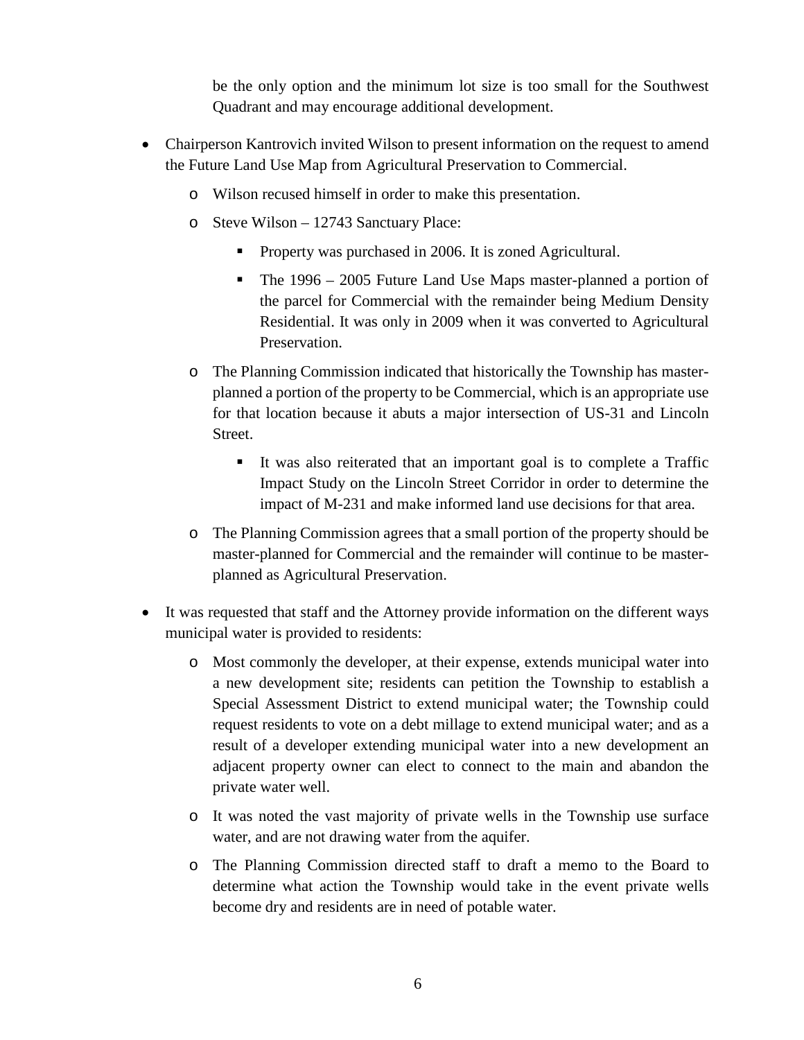be the only option and the minimum lot size is too small for the Southwest Quadrant and may encourage additional development.

- Chairperson Kantrovich invited Wilson to present information on the request to amend the Future Land Use Map from Agricultural Preservation to Commercial.
  - Wilson recused himself in order to make this presentation.
  - Steve Wilson – 12743 Sanctuary Place:
    - Property was purchased in 2006. It is zoned Agricultural.
    - The 1996 – 2005 Future Land Use Maps master-planned a portion of the parcel for Commercial with the remainder being Medium Density Residential. It was only in 2009 when it was converted to Agricultural Preservation.
  - The Planning Commission indicated that historically the Township has master-planned a portion of the property to be Commercial, which is an appropriate use for that location because it abuts a major intersection of US-31 and Lincoln Street.
    - It was also reiterated that an important goal is to complete a Traffic Impact Study on the Lincoln Street Corridor in order to determine the impact of M-231 and make informed land use decisions for that area.
  - The Planning Commission agrees that a small portion of the property should be master-planned for Commercial and the remainder will continue to be master-planned as Agricultural Preservation.
- It was requested that staff and the Attorney provide information on the different ways municipal water is provided to residents:
  - Most commonly the developer, at their expense, extends municipal water into a new development site; residents can petition the Township to establish a Special Assessment District to extend municipal water; the Township could request residents to vote on a debt millage to extend municipal water; and as a result of a developer extending municipal water into a new development an adjacent property owner can elect to connect to the main and abandon the private water well.
  - It was noted the vast majority of private wells in the Township use surface water, and are not drawing water from the aquifer.
  - The Planning Commission directed staff to draft a memo to the Board to determine what action the Township would take in the event private wells become dry and residents are in need of potable water.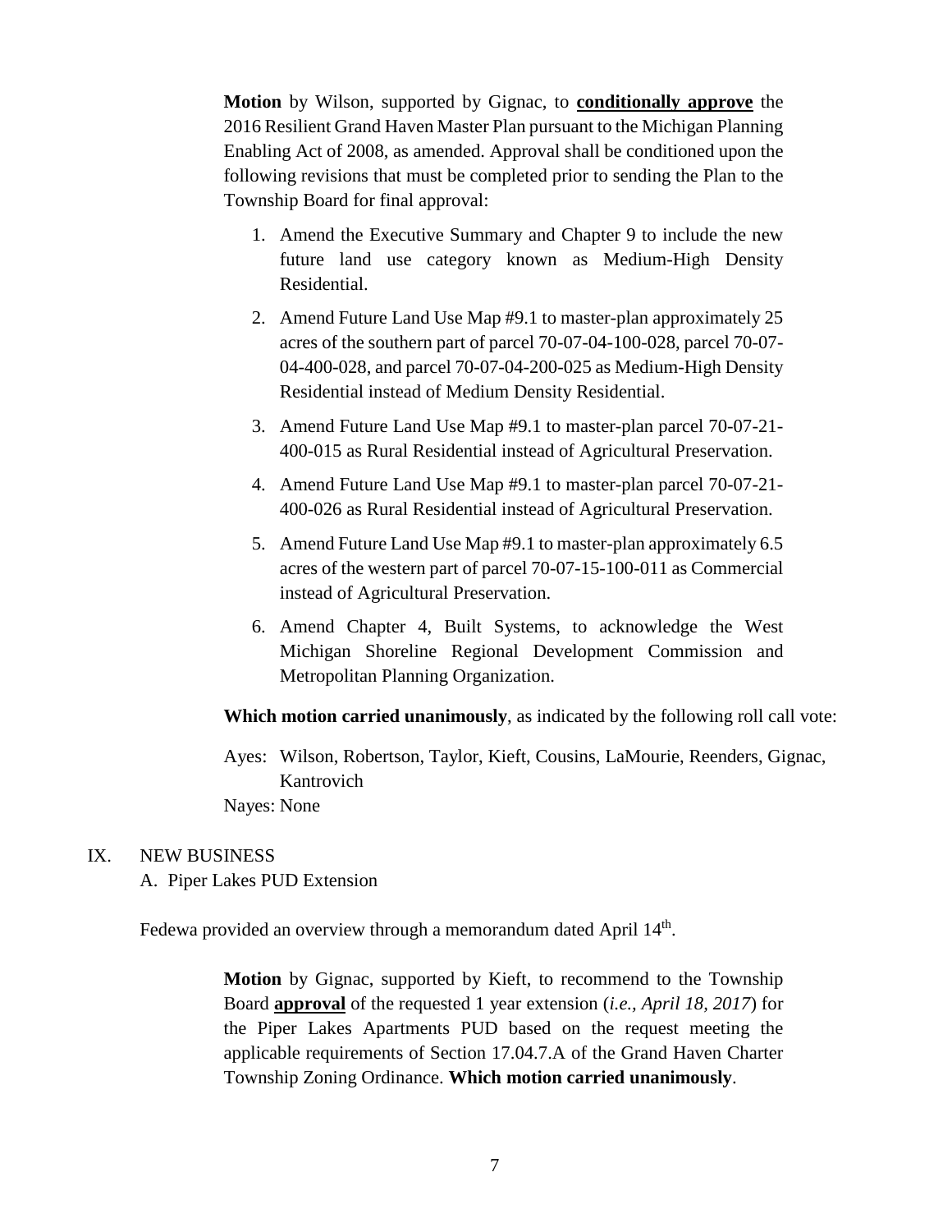**Motion** by Wilson, supported by Gignac, to **conditionally approve** the 2016 Resilient Grand Haven Master Plan pursuant to the Michigan Planning Enabling Act of 2008, as amended. Approval shall be conditioned upon the following revisions that must be completed prior to sending the Plan to the Township Board for final approval:

1. Amend the Executive Summary and Chapter 9 to include the new future land use category known as Medium-High Density Residential.
2. Amend Future Land Use Map #9.1 to master-plan approximately 25 acres of the southern part of parcel 70-07-04-100-028, parcel 70-07-04-400-028, and parcel 70-07-04-200-025 as Medium-High Density Residential instead of Medium Density Residential.
3. Amend Future Land Use Map #9.1 to master-plan parcel 70-07-21-400-015 as Rural Residential instead of Agricultural Preservation.
4. Amend Future Land Use Map #9.1 to master-plan parcel 70-07-21-400-026 as Rural Residential instead of Agricultural Preservation.
5. Amend Future Land Use Map #9.1 to master-plan approximately 6.5 acres of the western part of parcel 70-07-15-100-011 as Commercial instead of Agricultural Preservation.
6. Amend Chapter 4, Built Systems, to acknowledge the West Michigan Shoreline Regional Development Commission and Metropolitan Planning Organization.

**Which motion carried unanimously**, as indicated by the following roll call vote:

Ayes: Wilson, Robertson, Taylor, Kieft, Cousins, LaMourie, Reenders, Gignac, Kantrovich

Nayes: None

IX. NEW BUSINESS

A. Piper Lakes PUD Extension

Fedewa provided an overview through a memorandum dated April 14th.

**Motion** by Gignac, supported by Kieft, to recommend to the Township Board **approval** of the requested 1 year extension (*i.e., April 18, 2017*) for the Piper Lakes Apartments PUD based on the request meeting the applicable requirements of Section 17.04.7.A of the Grand Haven Charter Township Zoning Ordinance. **Which motion carried unanimously**.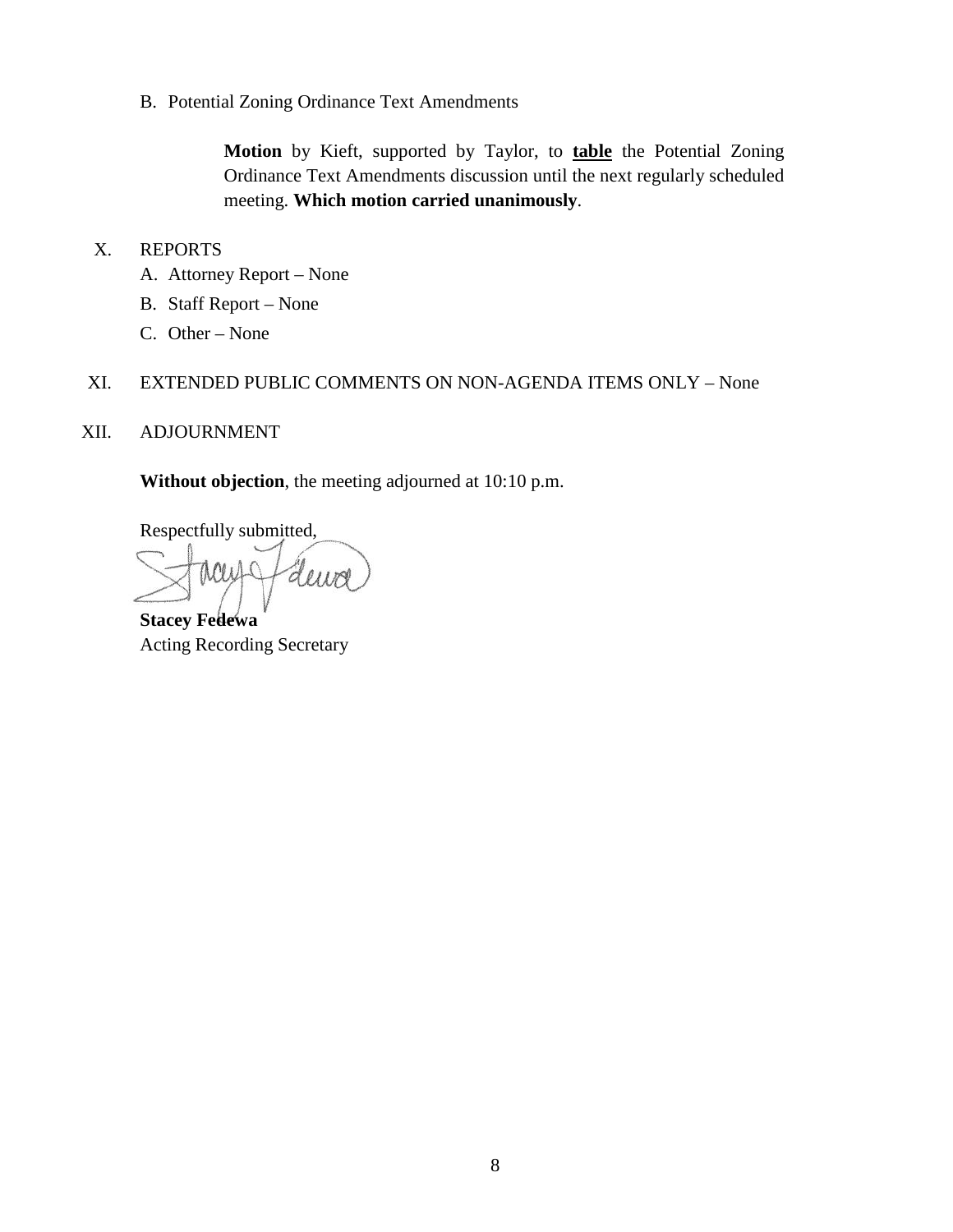B. Potential Zoning Ordinance Text Amendments

> **Motion** by Kieft, supported by Taylor, to **table** the Potential Zoning Ordinance Text Amendments discussion until the next regularly scheduled meeting. **Which motion carried unanimously**.

X. REPORTS

A. Attorney Report – None

B. Staff Report – None

C. Other – None

XI. EXTENDED PUBLIC COMMENTS ON NON-AGENDA ITEMS ONLY – None

XII. ADJOURNMENT

**Without objection**, the meeting adjourned at 10:10 p.m.

Respectfully submitted,

**Stacey Fedewa**
Acting Recording Secretary